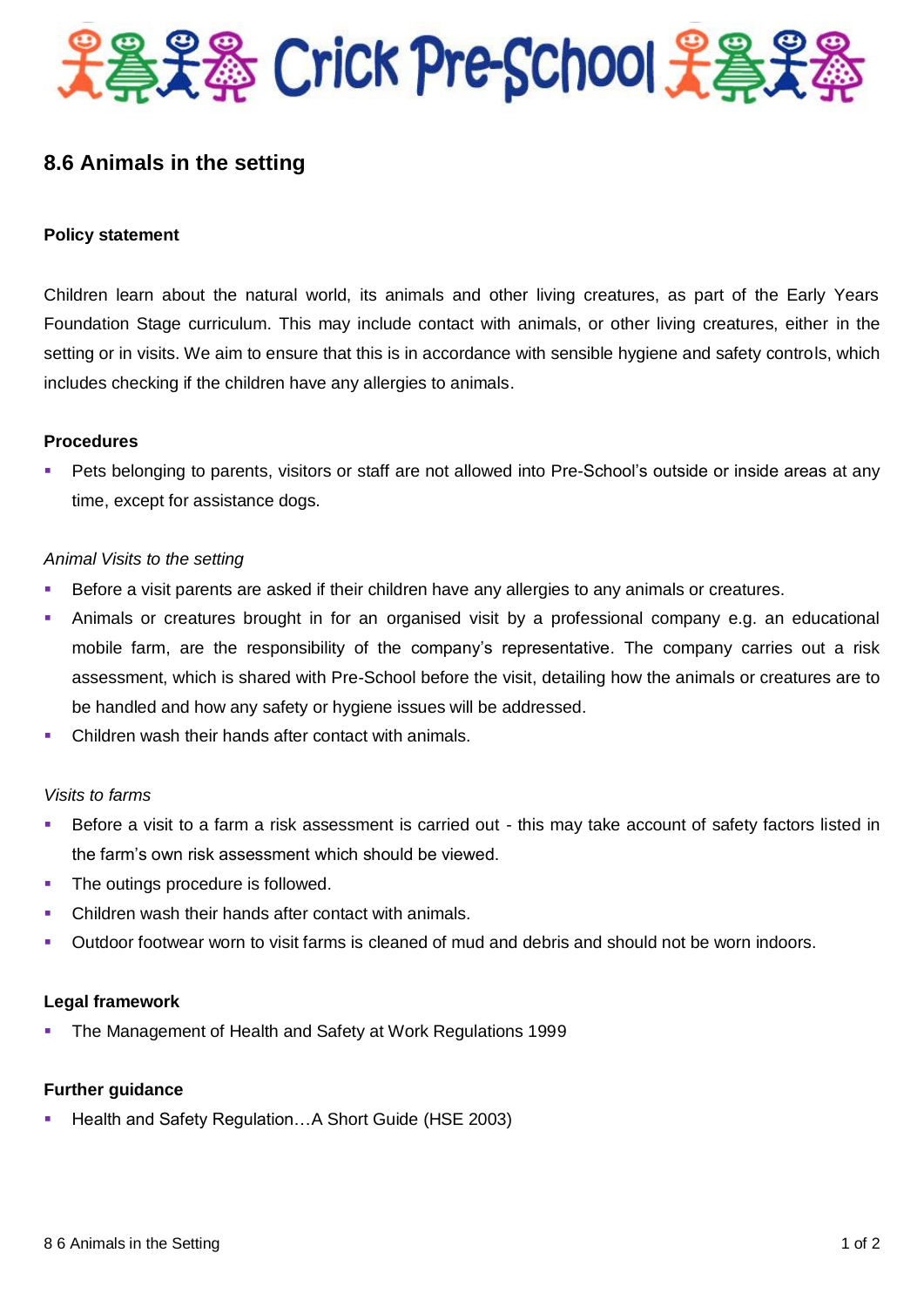# Crick Pre-School

## 8.6 Animals in the setting

### Policy statement

Children learn about the natural world, its animals and other living creatures, as part of the Early Years Foundation Stage curriculum. This may include contact with animals, or other living creatures, either in the setting or in visits. We aim to ensure that this is in accordance with sensible hygiene and safety controls, which includes checking if the children have any allergies to animals.

### Procedures

- Pets belonging to parents, visitors or staff are not allowed into Pre-School's outside or inside areas at any time, except for assistance dogs.

*Animal Visits to the setting*

- Before a visit parents are asked if their children have any allergies to any animals or creatures.
- Animals or creatures brought in for an organised visit by a professional company e.g. an educational mobile farm, are the responsibility of the company's representative. The company carries out a risk assessment, which is shared with Pre-School before the visit, detailing how the animals or creatures are to be handled and how any safety or hygiene issues will be addressed.
- Children wash their hands after contact with animals.

*Visits to farms*

- Before a visit to a farm a risk assessment is carried out - this may take account of safety factors listed in the farm's own risk assessment which should be viewed.
- The outings procedure is followed.
- Children wash their hands after contact with animals.
- Outdoor footwear worn to visit farms is cleaned of mud and debris and should not be worn indoors.

### Legal framework

- The Management of Health and Safety at Work Regulations 1999

### Further guidance

- Health and Safety Regulation…A Short Guide (HSE 2003)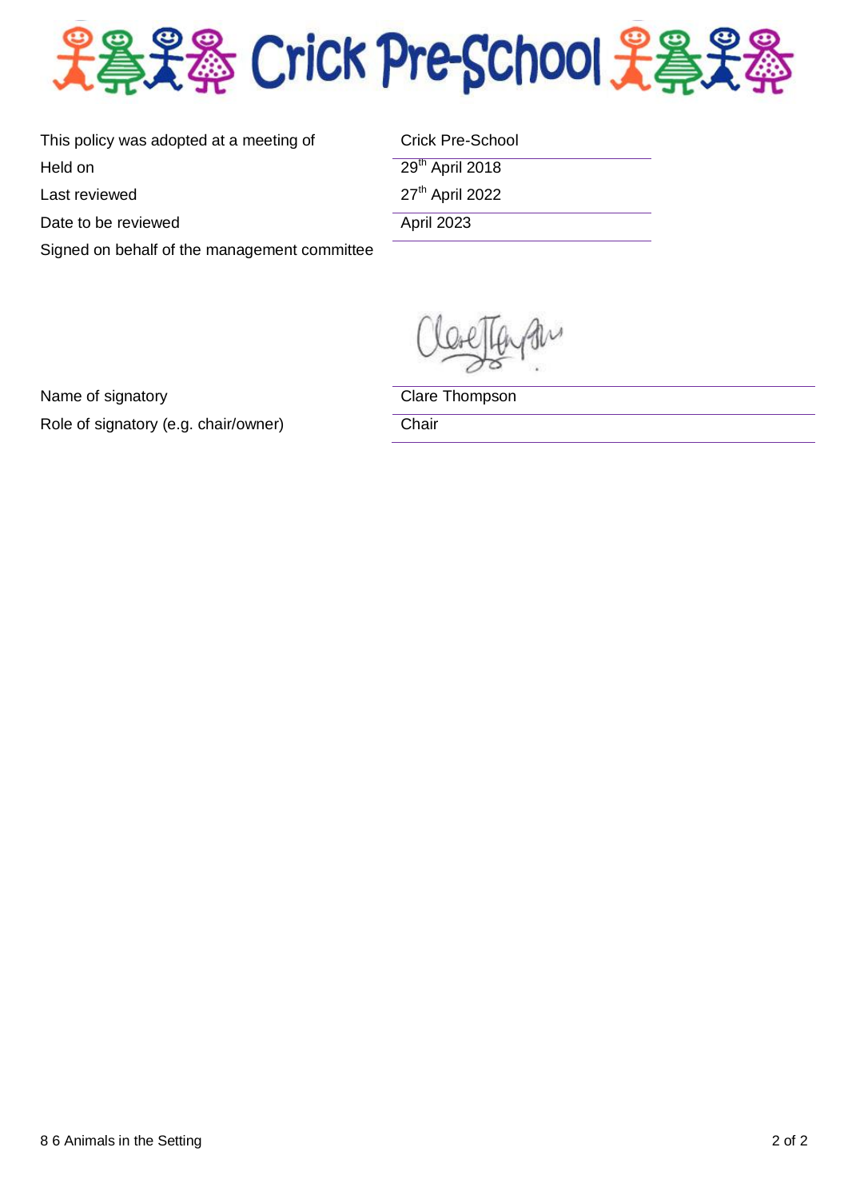# Crick Pre-School

| | |
|---|---|
| This policy was adopted at a meeting of | Crick Pre-School |
| Held on | 29th April 2018 |
| Last reviewed | 27th April 2022 |
| Date to be reviewed | April 2023 |
| Signed on behalf of the management committee | |
| Name of signatory | Clare Thompson |
| Role of signatory (e.g. chair/owner) | Chair |